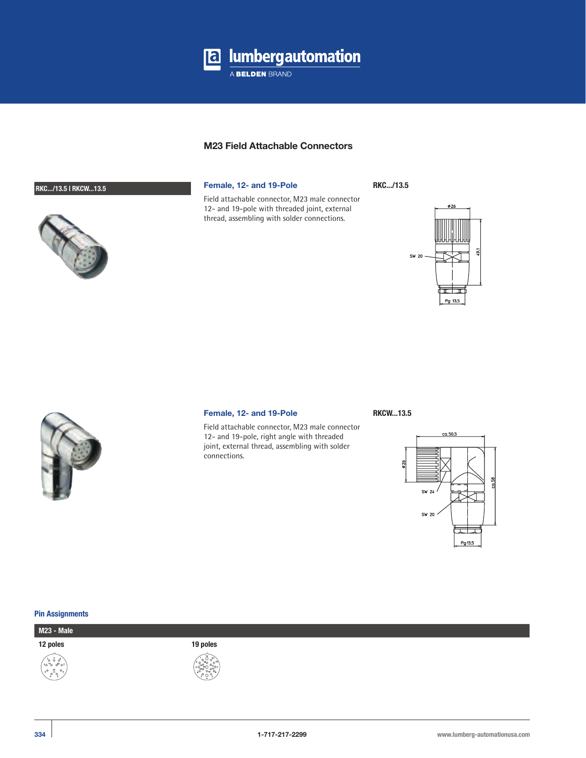# M23 Field Attachable Connectors

**RKC.../13.5 | RKCW...13.5**

## Female, 12- and 19-Pole

**RKC.../13.5**

Field attachable connector, M23 male connector 12- and 19-pole with threaded joint, external thread, assembling with solder connections.

## Female, 12- and 19-Pole

**RKCW...13.5**

Field attachable connector, M23 male connector 12- and 19-pole, right angle with threaded joint, external thread, assembling with solder connections.

### Pin Assignments

**M23 - Male**

| 12 poles | 19 poles |
|---|---|

1-717-217-2299

www.lumberg-automationusa.com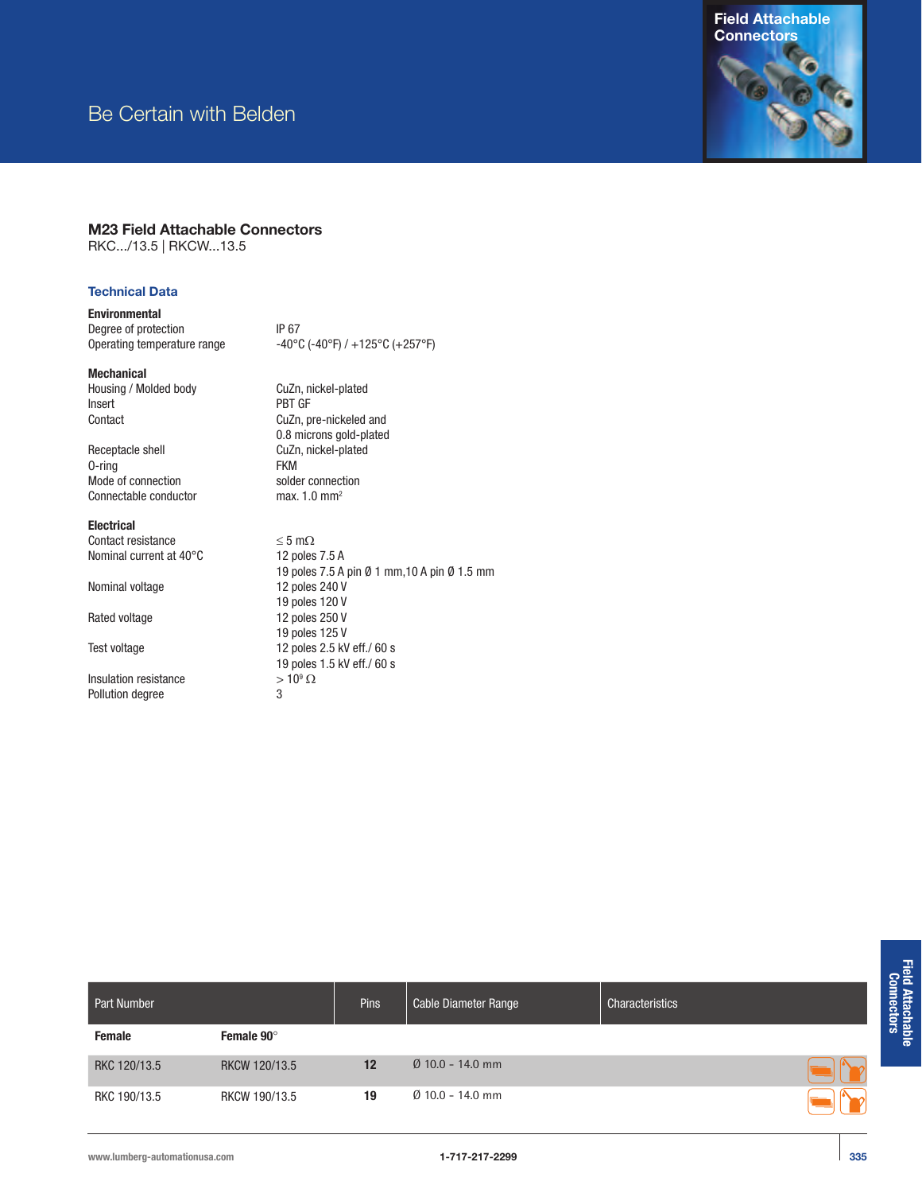Be Certain with Belden

# M23 Field Attachable Connectors

RKC.../13.5 | RKCW...13.5

## Technical Data

**Environmental**

| | |
|---|---|
| Degree of protection | IP 67 |
| Operating temperature range | -40°C (-40°F) / +125°C (+257°F) |

**Mechanical**

| | |
|---|---|
| Housing / Molded body | CuZn, nickel-plated |
| Insert | PBT GF |
| Contact | CuZn, pre-nickeled and 0.8 microns gold-plated |
| Receptacle shell | CuZn, nickel-plated |
| O-ring | FKM |
| Mode of connection | solder connection |
| Connectable conductor | max. 1.0 mm$^2$ |

**Electrical**

| | |
|---|---|
| Contact resistance | $\leq$ 5 m$\Omega$ |
| Nominal current at 40°C | 12 poles 7.5 A<br>19 poles 7.5 A pin Ø 1 mm,10 A pin Ø 1.5 mm |
| Nominal voltage | 12 poles 240 V<br>19 poles 120 V |
| Rated voltage | 12 poles 250 V<br>19 poles 125 V |
| Test voltage | 12 poles 2.5 kV eff./ 60 s<br>19 poles 1.5 kV eff./ 60 s |
| Insulation resistance | > $10^9$ $\Omega$ |
| Pollution degree | 3 |

| Part Number | | Pins | Cable Diameter Range | Characteristics |
|---|---|---|---|---|
| **Female** | **Female 90°** | | | |
| RKC 120/13.5 | RKCW 120/13.5 | **12** | Ø 10.0 - 14.0 mm | |
| RKC 190/13.5 | RKCW 190/13.5 | **19** | Ø 10.0 - 14.0 mm | |